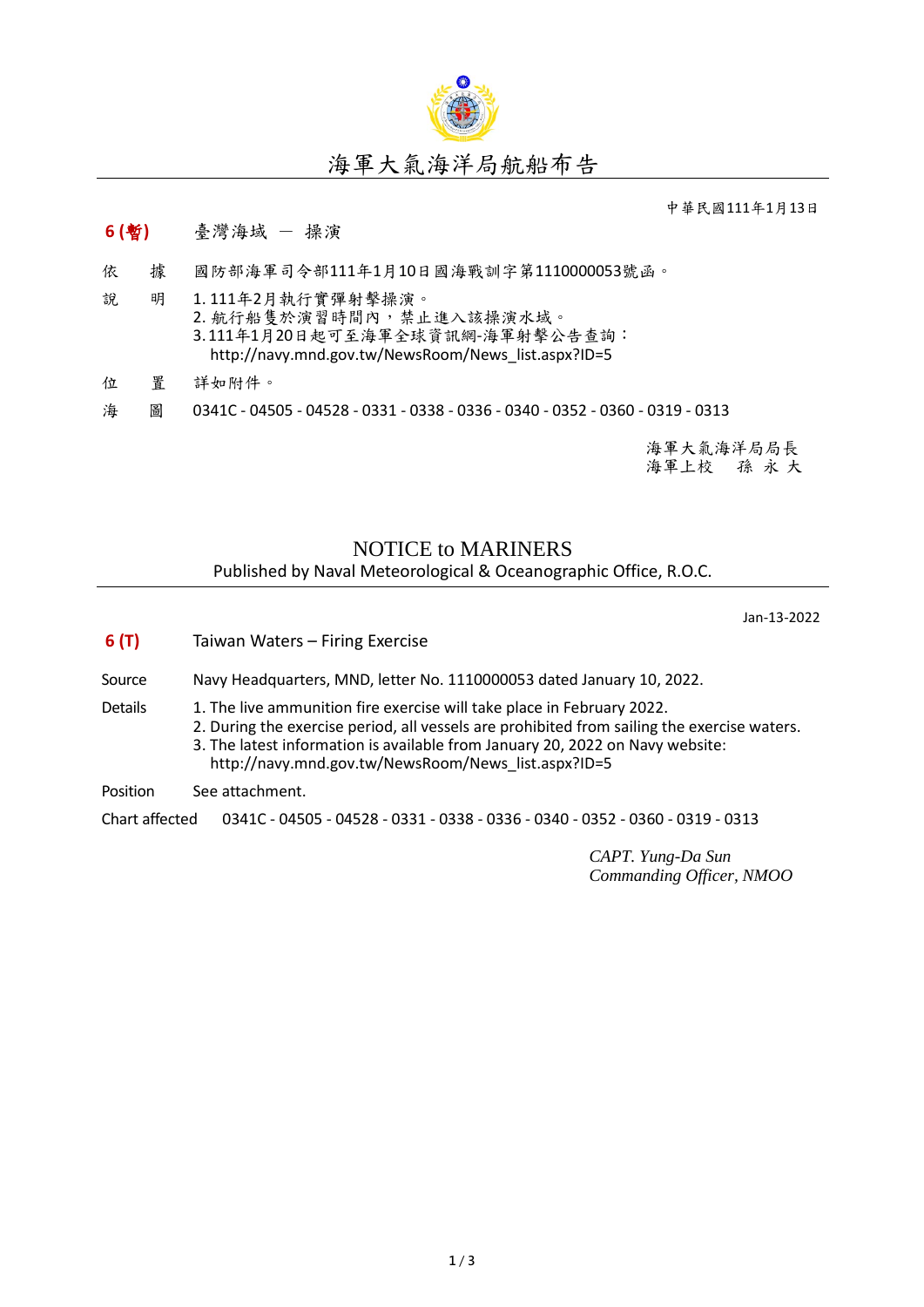# 海軍大氣海洋局航船布告

中華民國111年1月13日

**6 (暫)**　臺灣海域 － 操演

依　據　國防部海軍司令部111年1月10日國海戰訓字第1110000053號函。

說　明　1. 111年2月執行實彈射擊操演。
2. 航行船隻於演習時間內，禁止進入該操演水域。
3. 111年1月20日起可至海軍全球資訊網-海軍射擊公告查詢：
http://navy.mnd.gov.tw/NewsRoom/News_list.aspx?ID=5

位　置　詳如附件。

海　圖　0341C - 04505 - 04528 - 0331 - 0338 - 0336 - 0340 - 0352 - 0360 - 0319 - 0313

海軍大氣海洋局局長
海軍上校　孫 永 大

# NOTICE to MARINERS

Published by Naval Meteorological & Oceanographic Office, R.O.C.

Jan-13-2022

**6 (T)**　Taiwan Waters – Firing Exercise

Source　Navy Headquarters, MND, letter No. 1110000053 dated January 10, 2022.

Details　1. The live ammunition fire exercise will take place in February 2022.
2. During the exercise period, all vessels are prohibited from sailing the exercise waters.
3. The latest information is available from January 20, 2022 on Navy website:
http://navy.mnd.gov.tw/NewsRoom/News_list.aspx?ID=5

Position　See attachment.

Chart affected　0341C - 04505 - 04528 - 0331 - 0338 - 0336 - 0340 - 0352 - 0360 - 0319 - 0313

*CAPT. Yung-Da Sun*
*Commanding Officer, NMOO*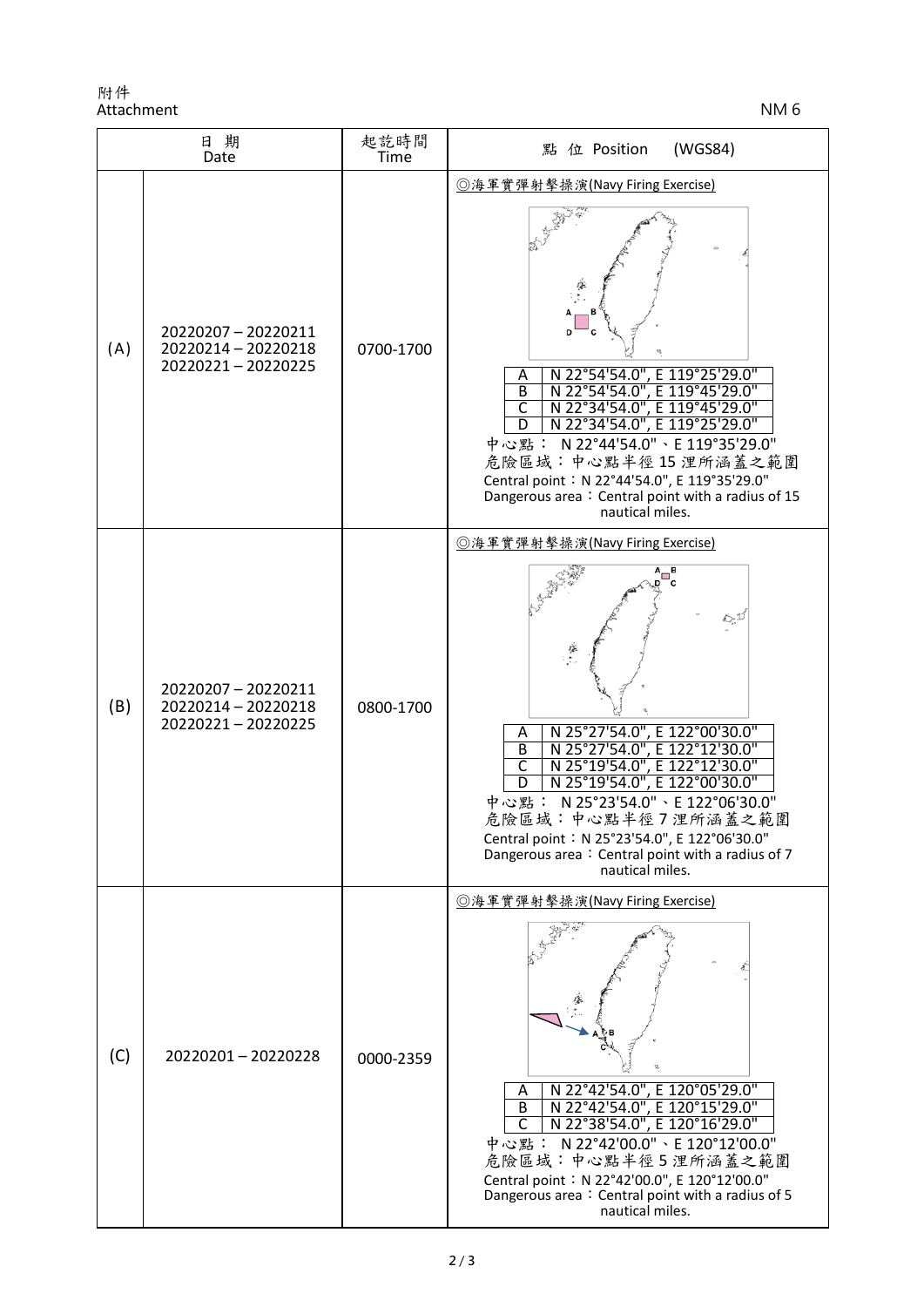附件
Attachment

NM 6

| 日 期 Date | | 起訖時間 Time | 點 位 Position (WGS84) |
|---|---|---|---|
| (A) | 20220207 – 20220211<br>20220214 – 20220218<br>20220221 – 20220225 | 0700-1700 | ◎海軍實彈射擊操演(Navy Firing Exercise)<br>A N 22°54'54.0", E 119°25'29.0"<br>B N 22°54'54.0", E 119°45'29.0"<br>C N 22°34'54.0", E 119°45'29.0"<br>D N 22°34'54.0", E 119°25'29.0"<br>中心點： N 22°44'54.0"、E 119°35'29.0"<br>危險區域：中心點半徑 15 浬所涵蓋之範圍<br>Central point：N 22°44'54.0", E 119°35'29.0"<br>Dangerous area：Central point with a radius of 15 nautical miles. |
| (B) | 20220207 – 20220211<br>20220214 – 20220218<br>20220221 – 20220225 | 0800-1700 | ◎海軍實彈射擊操演(Navy Firing Exercise)<br>A N 25°27'54.0", E 122°00'30.0"<br>B N 25°27'54.0", E 122°12'30.0"<br>C N 25°19'54.0", E 122°12'30.0"<br>D N 25°19'54.0", E 122°00'30.0"<br>中心點： N 25°23'54.0"、E 122°06'30.0"<br>危險區域：中心點半徑 7 浬所涵蓋之範圍<br>Central point：N 25°23'54.0", E 122°06'30.0"<br>Dangerous area：Central point with a radius of 7 nautical miles. |
| (C) | 20220201 – 20220228 | 0000-2359 | ◎海軍實彈射擊操演(Navy Firing Exercise)<br>A N 22°42'54.0", E 120°05'29.0"<br>B N 22°42'54.0", E 120°15'29.0"<br>C N 22°38'54.0", E 120°16'29.0"<br>中心點： N 22°42'00.0"、E 120°12'00.0"<br>危險區域：中心點半徑 5 浬所涵蓋之範圍<br>Central point：N 22°42'00.0", E 120°12'00.0"<br>Dangerous area：Central point with a radius of 5 nautical miles. |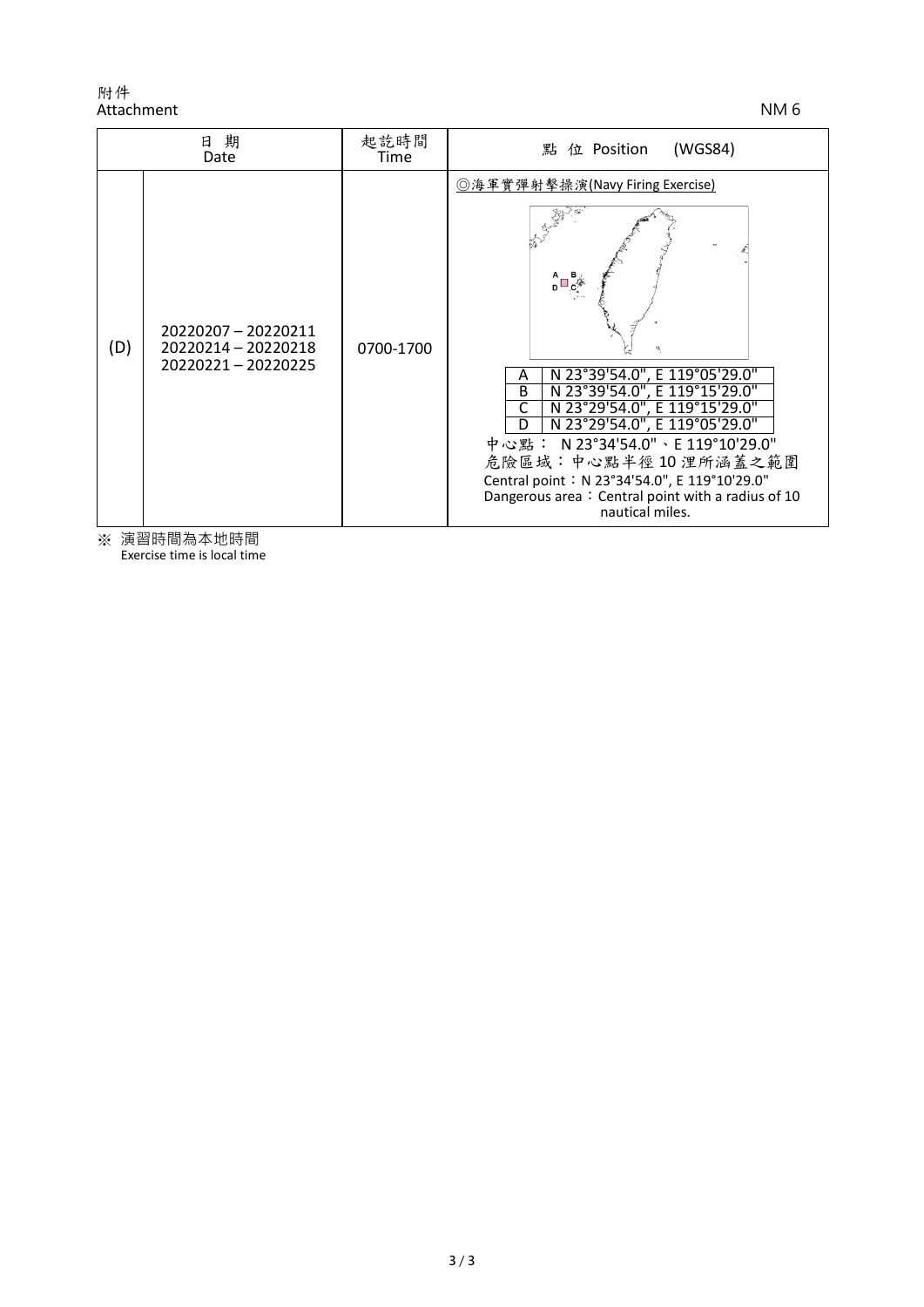附件
Attachment

NM 6

| 日 期<br>Date | | 起訖時間<br>Time | 點 位 Position (WGS84) |
|---|---|---|---|
| (D) | 20220207 – 20220211<br>20220214 – 20220218<br>20220221 – 20220225 | 0700-1700 | ◎海軍實彈射擊操演(Navy Firing Exercise)<br>A N 23°39'54.0", E 119°05'29.0"<br>B N 23°39'54.0", E 119°15'29.0"<br>C N 23°29'54.0", E 119°15'29.0"<br>D N 23°29'54.0", E 119°05'29.0"<br>中心點： N 23°34'54.0"、E 119°10'29.0"<br>危險區域：中心點半徑 10 浬所涵蓋之範圍<br>Central point：N 23°34'54.0", E 119°10'29.0"<br>Dangerous area：Central point with a radius of 10 nautical miles. |

※ 演習時間為本地時間
Exercise time is local time